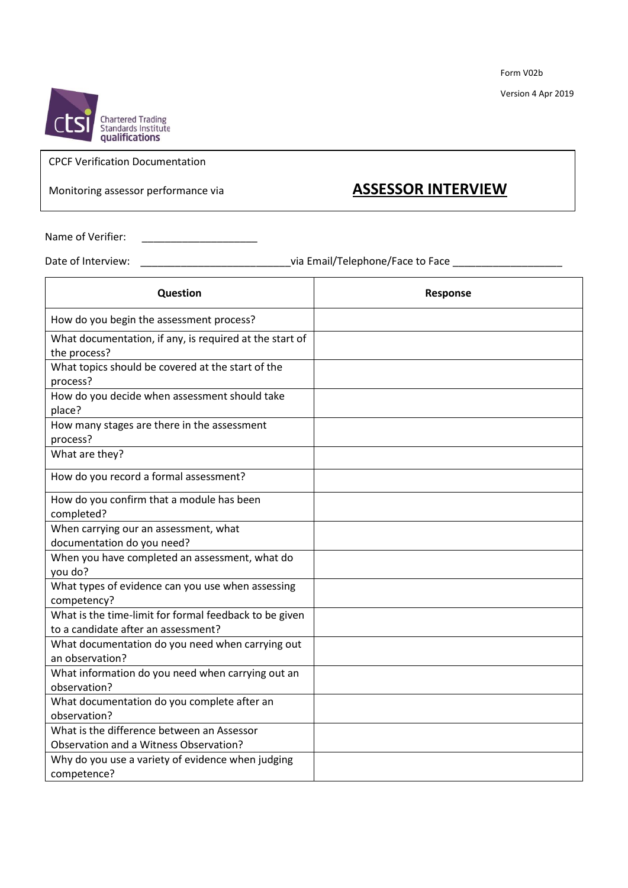Form V02b

Version 4 Apr 2019

Chartered Trading Standards Institute qualifications

CPCF Verification Documentation

Monitoring assessor performance via **ASSESSOR INTERVIEW**

Name of Verifier: ____________________

Date of Interview: __________________________via Email/Telephone/Face to Face ___________________

| Question | Response |
|---|---|
| How do you begin the assessment process? | |
| What documentation, if any, is required at the start of the process? | |
| What topics should be covered at the start of the process? | |
| How do you decide when assessment should take place? | |
| How many stages are there in the assessment process? | |
| What are they? | |
| How do you record a formal assessment? | |
| How do you confirm that a module has been completed? | |
| When carrying our an assessment, what documentation do you need? | |
| When you have completed an assessment, what do you do? | |
| What types of evidence can you use when assessing competency? | |
| What is the time-limit for formal feedback to be given to a candidate after an assessment? | |
| What documentation do you need when carrying out an observation? | |
| What information do you need when carrying out an observation? | |
| What documentation do you complete after an observation? | |
| What is the difference between an Assessor Observation and a Witness Observation? | |
| Why do you use a variety of evidence when judging competence? | |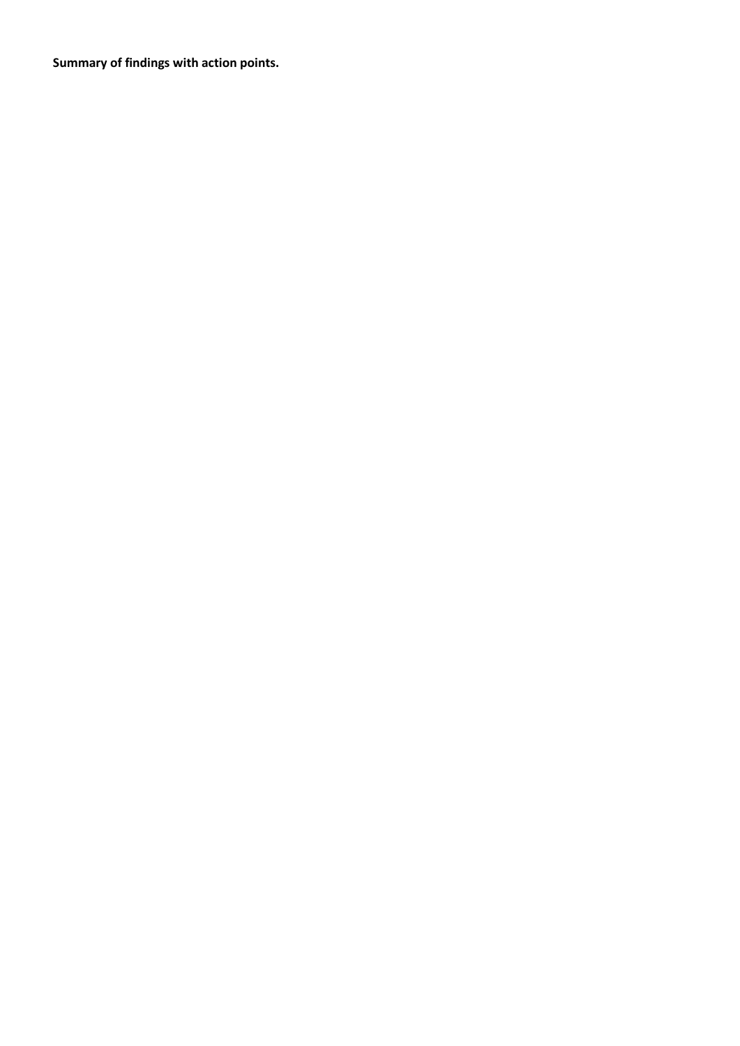**Summary of findings with action points.**